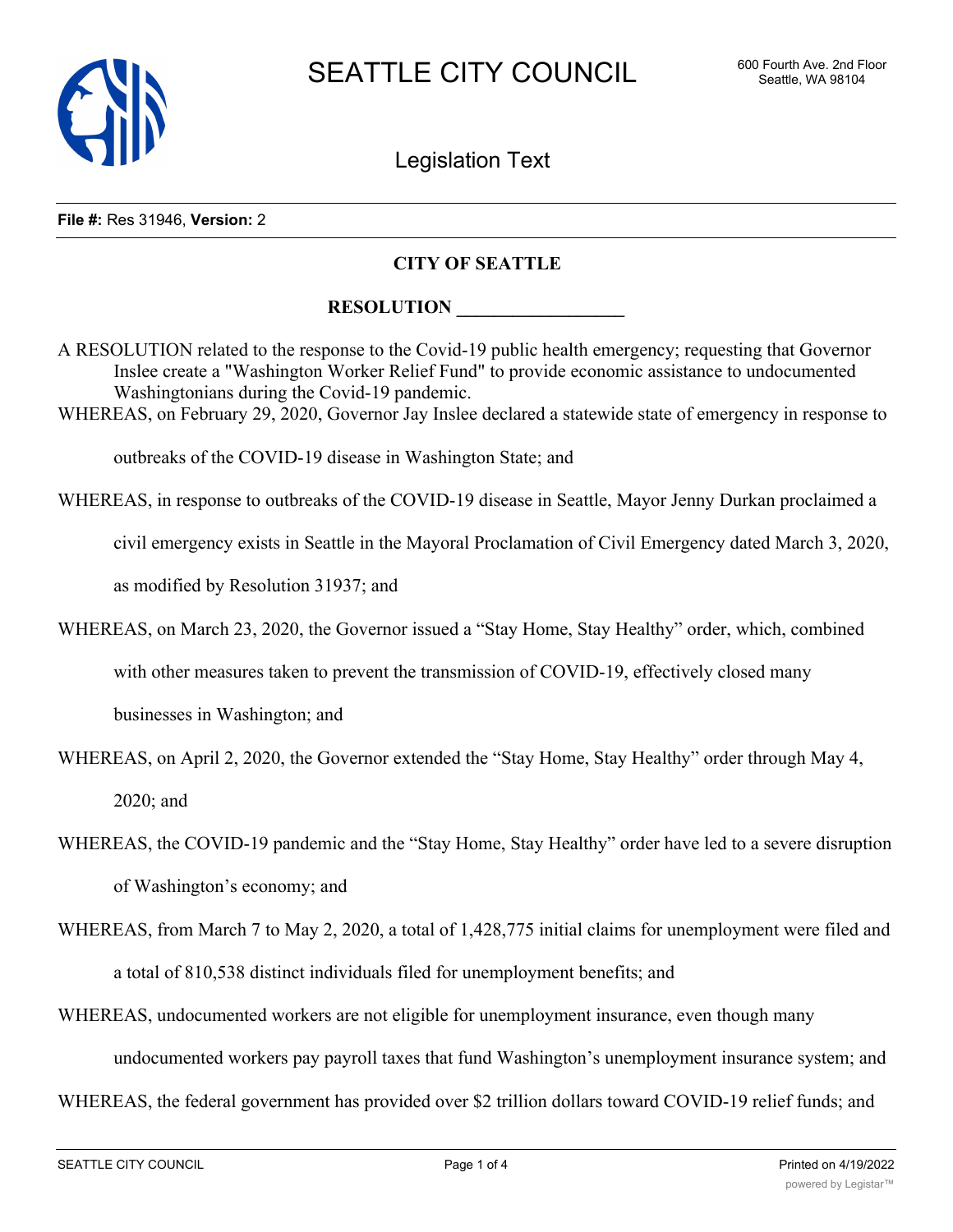# SEATTLE CITY COUNCIL

600 Fourth Ave. 2nd Floor
Seattle, WA 98104

## Legislation Text

**File #:** Res 31946, **Version:** 2

**CITY OF SEATTLE**

**RESOLUTION __________________**

A RESOLUTION related to the response to the Covid-19 public health emergency; requesting that Governor Inslee create a "Washington Worker Relief Fund" to provide economic assistance to undocumented Washingtonians during the Covid-19 pandemic.

WHEREAS, on February 29, 2020, Governor Jay Inslee declared a statewide state of emergency in response to outbreaks of the COVID-19 disease in Washington State; and

WHEREAS, in response to outbreaks of the COVID-19 disease in Seattle, Mayor Jenny Durkan proclaimed a civil emergency exists in Seattle in the Mayoral Proclamation of Civil Emergency dated March 3, 2020, as modified by Resolution 31937; and

WHEREAS, on March 23, 2020, the Governor issued a "Stay Home, Stay Healthy" order, which, combined with other measures taken to prevent the transmission of COVID-19, effectively closed many businesses in Washington; and

WHEREAS, on April 2, 2020, the Governor extended the "Stay Home, Stay Healthy" order through May 4, 2020; and

WHEREAS, the COVID-19 pandemic and the "Stay Home, Stay Healthy" order have led to a severe disruption of Washington's economy; and

WHEREAS, from March 7 to May 2, 2020, a total of 1,428,775 initial claims for unemployment were filed and a total of 810,538 distinct individuals filed for unemployment benefits; and

WHEREAS, undocumented workers are not eligible for unemployment insurance, even though many undocumented workers pay payroll taxes that fund Washington's unemployment insurance system; and

WHEREAS, the federal government has provided over $2 trillion dollars toward COVID-19 relief funds; and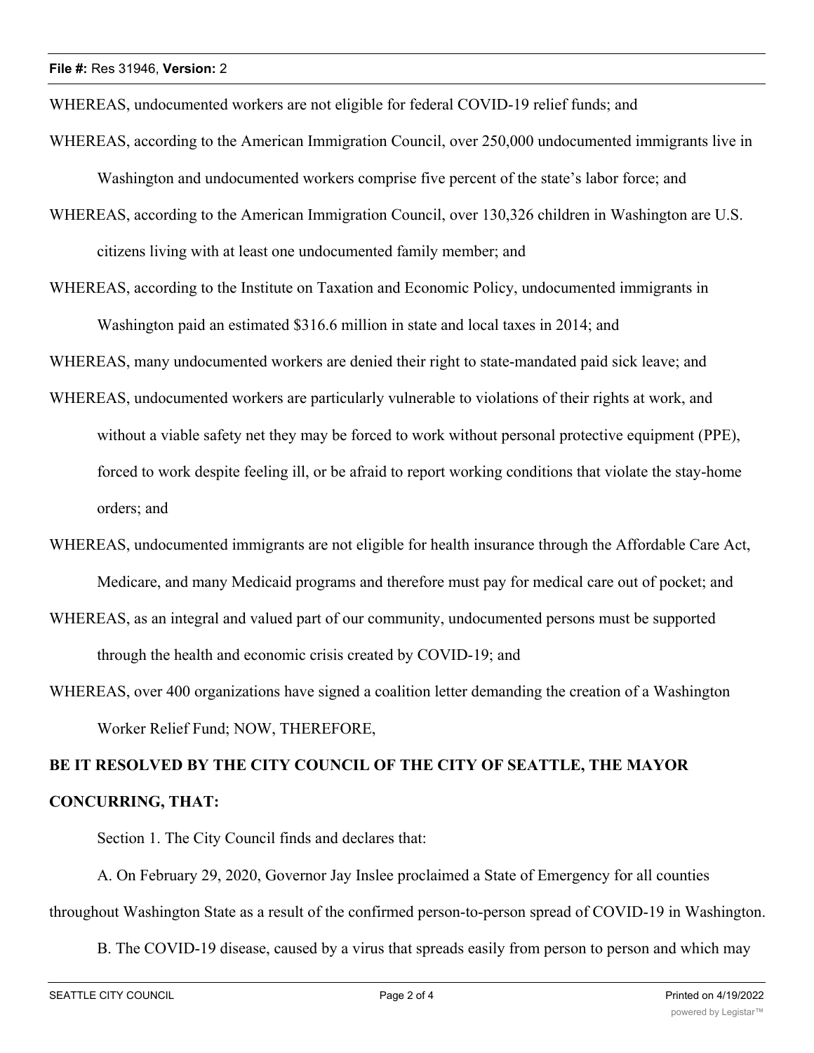WHEREAS, undocumented workers are not eligible for federal COVID-19 relief funds; and

WHEREAS, according to the American Immigration Council, over 250,000 undocumented immigrants live in Washington and undocumented workers comprise five percent of the state's labor force; and

WHEREAS, according to the American Immigration Council, over 130,326 children in Washington are U.S. citizens living with at least one undocumented family member; and

WHEREAS, according to the Institute on Taxation and Economic Policy, undocumented immigrants in Washington paid an estimated $316.6 million in state and local taxes in 2014; and

WHEREAS, many undocumented workers are denied their right to state-mandated paid sick leave; and

WHEREAS, undocumented workers are particularly vulnerable to violations of their rights at work, and without a viable safety net they may be forced to work without personal protective equipment (PPE), forced to work despite feeling ill, or be afraid to report working conditions that violate the stay-home orders; and

WHEREAS, undocumented immigrants are not eligible for health insurance through the Affordable Care Act, Medicare, and many Medicaid programs and therefore must pay for medical care out of pocket; and

WHEREAS, as an integral and valued part of our community, undocumented persons must be supported through the health and economic crisis created by COVID-19; and

WHEREAS, over 400 organizations have signed a coalition letter demanding the creation of a Washington Worker Relief Fund; NOW, THEREFORE,

**BE IT RESOLVED BY THE CITY COUNCIL OF THE CITY OF SEATTLE, THE MAYOR CONCURRING, THAT:**

Section 1. The City Council finds and declares that:

A. On February 29, 2020, Governor Jay Inslee proclaimed a State of Emergency for all counties throughout Washington State as a result of the confirmed person-to-person spread of COVID-19 in Washington.

B. The COVID-19 disease, caused by a virus that spreads easily from person to person and which may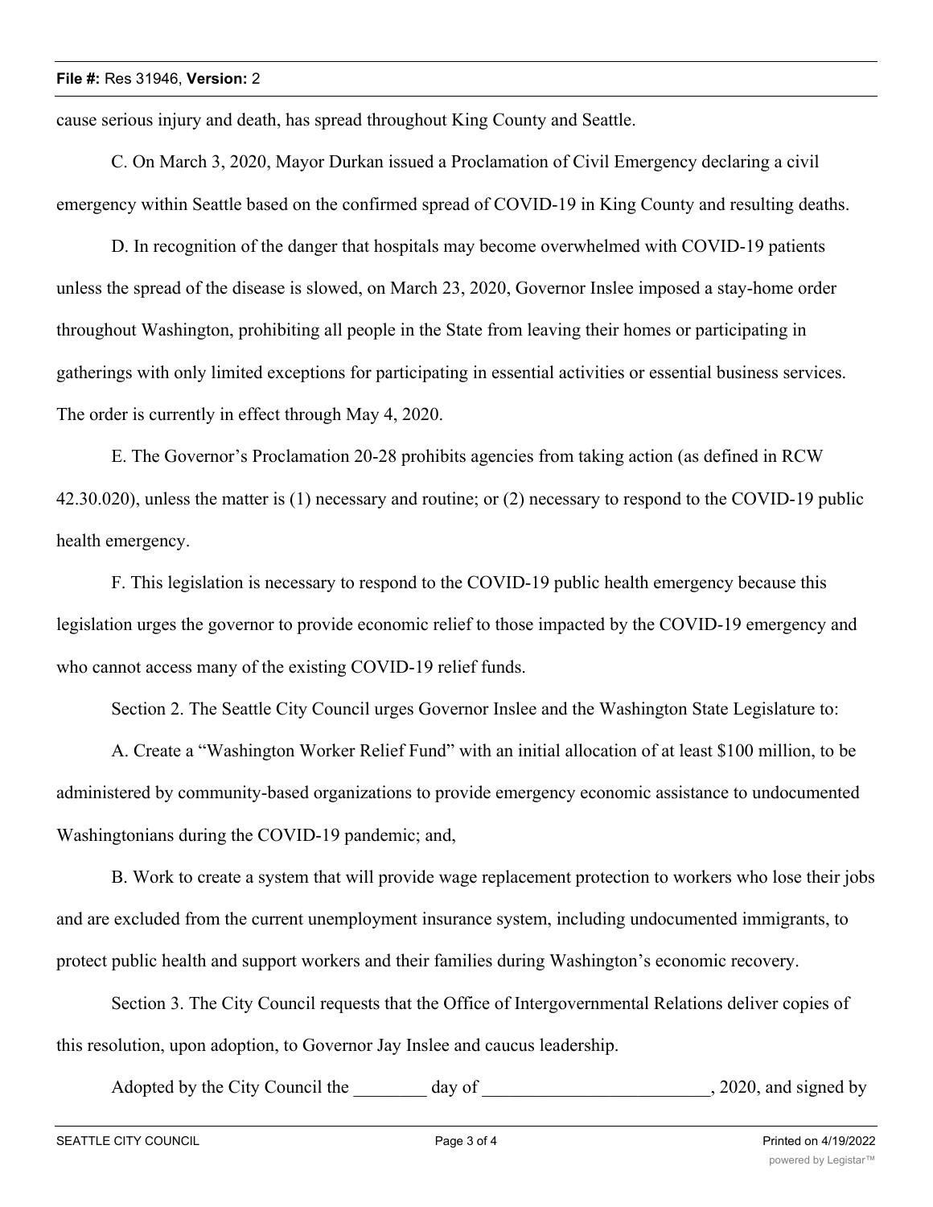cause serious injury and death, has spread throughout King County and Seattle.

C. On March 3, 2020, Mayor Durkan issued a Proclamation of Civil Emergency declaring a civil emergency within Seattle based on the confirmed spread of COVID-19 in King County and resulting deaths.

D. In recognition of the danger that hospitals may become overwhelmed with COVID-19 patients unless the spread of the disease is slowed, on March 23, 2020, Governor Inslee imposed a stay-home order throughout Washington, prohibiting all people in the State from leaving their homes or participating in gatherings with only limited exceptions for participating in essential activities or essential business services. The order is currently in effect through May 4, 2020.

E. The Governor's Proclamation 20-28 prohibits agencies from taking action (as defined in RCW 42.30.020), unless the matter is (1) necessary and routine; or (2) necessary to respond to the COVID-19 public health emergency.

F. This legislation is necessary to respond to the COVID-19 public health emergency because this legislation urges the governor to provide economic relief to those impacted by the COVID-19 emergency and who cannot access many of the existing COVID-19 relief funds.

Section 2. The Seattle City Council urges Governor Inslee and the Washington State Legislature to:

A. Create a "Washington Worker Relief Fund" with an initial allocation of at least $100 million, to be administered by community-based organizations to provide emergency economic assistance to undocumented Washingtonians during the COVID-19 pandemic; and,

B. Work to create a system that will provide wage replacement protection to workers who lose their jobs and are excluded from the current unemployment insurance system, including undocumented immigrants, to protect public health and support workers and their families during Washington's economic recovery.

Section 3. The City Council requests that the Office of Intergovernmental Relations deliver copies of this resolution, upon adoption, to Governor Jay Inslee and caucus leadership.

Adopted by the City Council the ________ day of _________________________, 2020, and signed by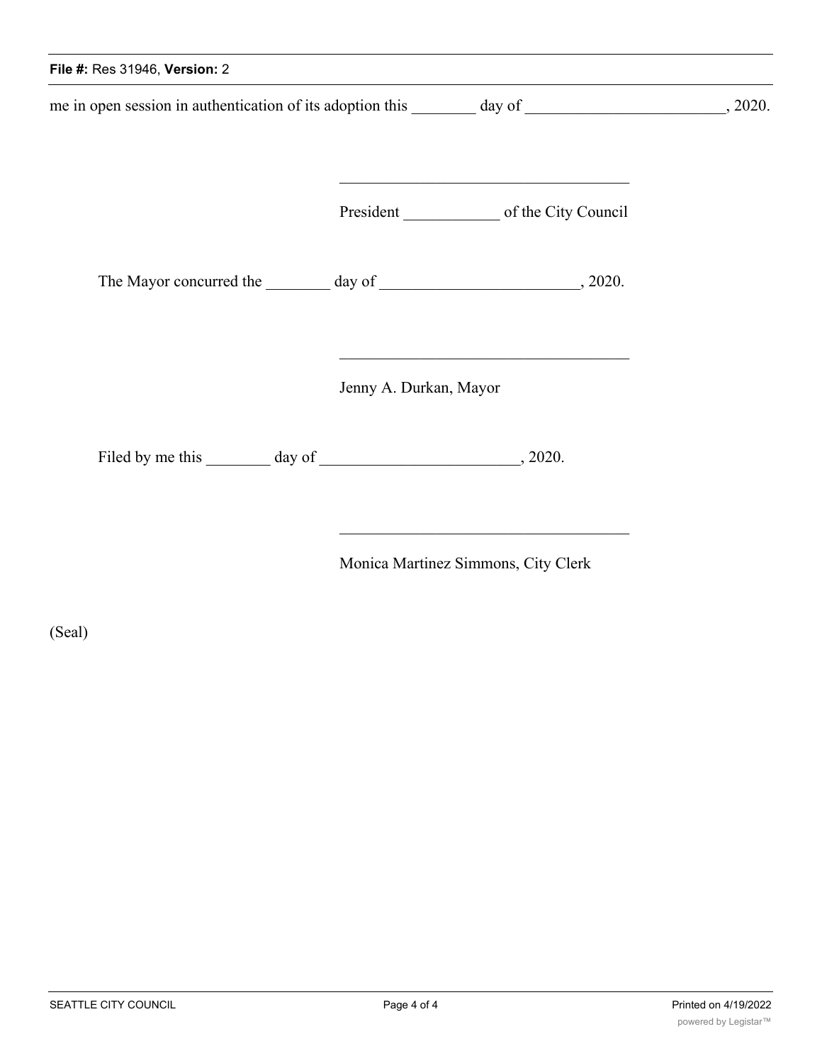me in open session in authentication of its adoption this ________ day of ________________________, 2020.

____________________________________

President ____________ of the City Council

The Mayor concurred the ________ day of ________________________, 2020.

____________________________________

Jenny A. Durkan, Mayor

Filed by me this ________ day of ________________________, 2020.

____________________________________

Monica Martinez Simmons, City Clerk

(Seal)